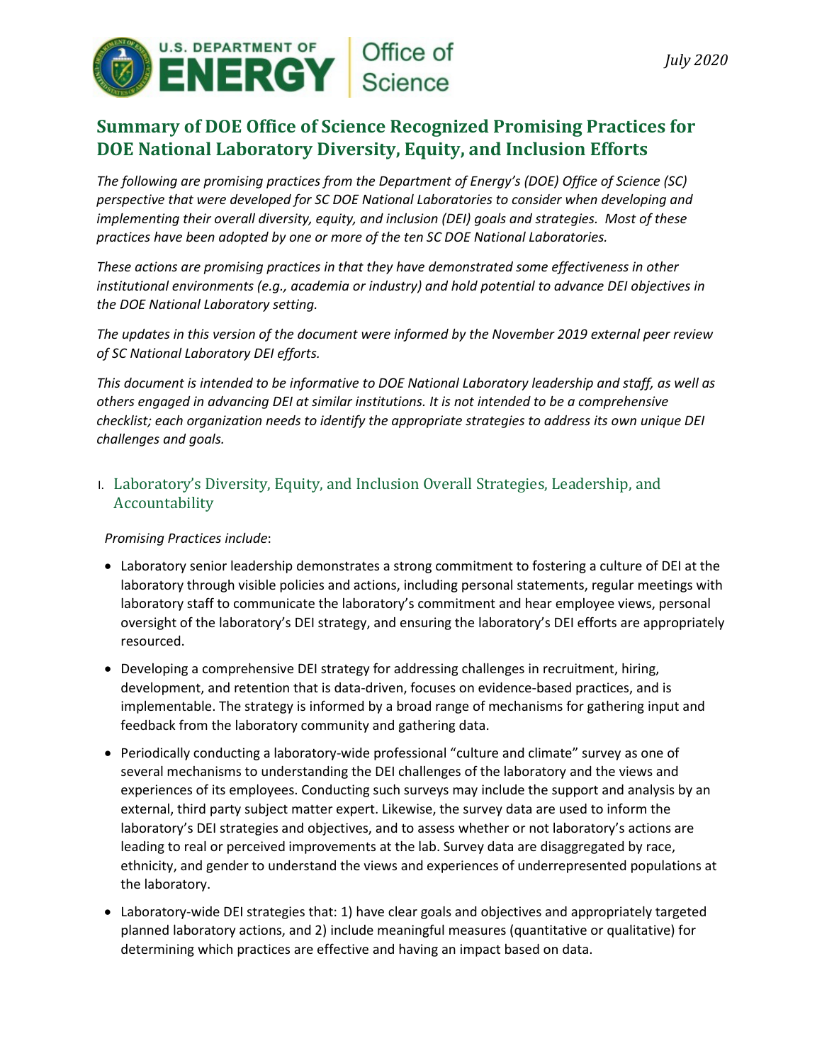U.S. DEPARTMENT OF ENERGY | Office of Science

*July 2020*

# Summary of DOE Office of Science Recognized Promising Practices for DOE National Laboratory Diversity, Equity, and Inclusion Efforts

*The following are promising practices from the Department of Energy's (DOE) Office of Science (SC) perspective that were developed for SC DOE National Laboratories to consider when developing and implementing their overall diversity, equity, and inclusion (DEI) goals and strategies. Most of these practices have been adopted by one or more of the ten SC DOE National Laboratories.*

*These actions are promising practices in that they have demonstrated some effectiveness in other institutional environments (e.g., academia or industry) and hold potential to advance DEI objectives in the DOE National Laboratory setting.*

*The updates in this version of the document were informed by the November 2019 external peer review of SC National Laboratory DEI efforts.*

*This document is intended to be informative to DOE National Laboratory leadership and staff, as well as others engaged in advancing DEI at similar institutions. It is not intended to be a comprehensive checklist; each organization needs to identify the appropriate strategies to address its own unique DEI challenges and goals.*

## I. Laboratory's Diversity, Equity, and Inclusion Overall Strategies, Leadership, and Accountability

*Promising Practices include*:

- Laboratory senior leadership demonstrates a strong commitment to fostering a culture of DEI at the laboratory through visible policies and actions, including personal statements, regular meetings with laboratory staff to communicate the laboratory's commitment and hear employee views, personal oversight of the laboratory's DEI strategy, and ensuring the laboratory's DEI efforts are appropriately resourced.
- Developing a comprehensive DEI strategy for addressing challenges in recruitment, hiring, development, and retention that is data-driven, focuses on evidence-based practices, and is implementable. The strategy is informed by a broad range of mechanisms for gathering input and feedback from the laboratory community and gathering data.
- Periodically conducting a laboratory-wide professional "culture and climate" survey as one of several mechanisms to understanding the DEI challenges of the laboratory and the views and experiences of its employees. Conducting such surveys may include the support and analysis by an external, third party subject matter expert. Likewise, the survey data are used to inform the laboratory's DEI strategies and objectives, and to assess whether or not laboratory's actions are leading to real or perceived improvements at the lab. Survey data are disaggregated by race, ethnicity, and gender to understand the views and experiences of underrepresented populations at the laboratory.
- Laboratory-wide DEI strategies that: 1) have clear goals and objectives and appropriately targeted planned laboratory actions, and 2) include meaningful measures (quantitative or qualitative) for determining which practices are effective and having an impact based on data.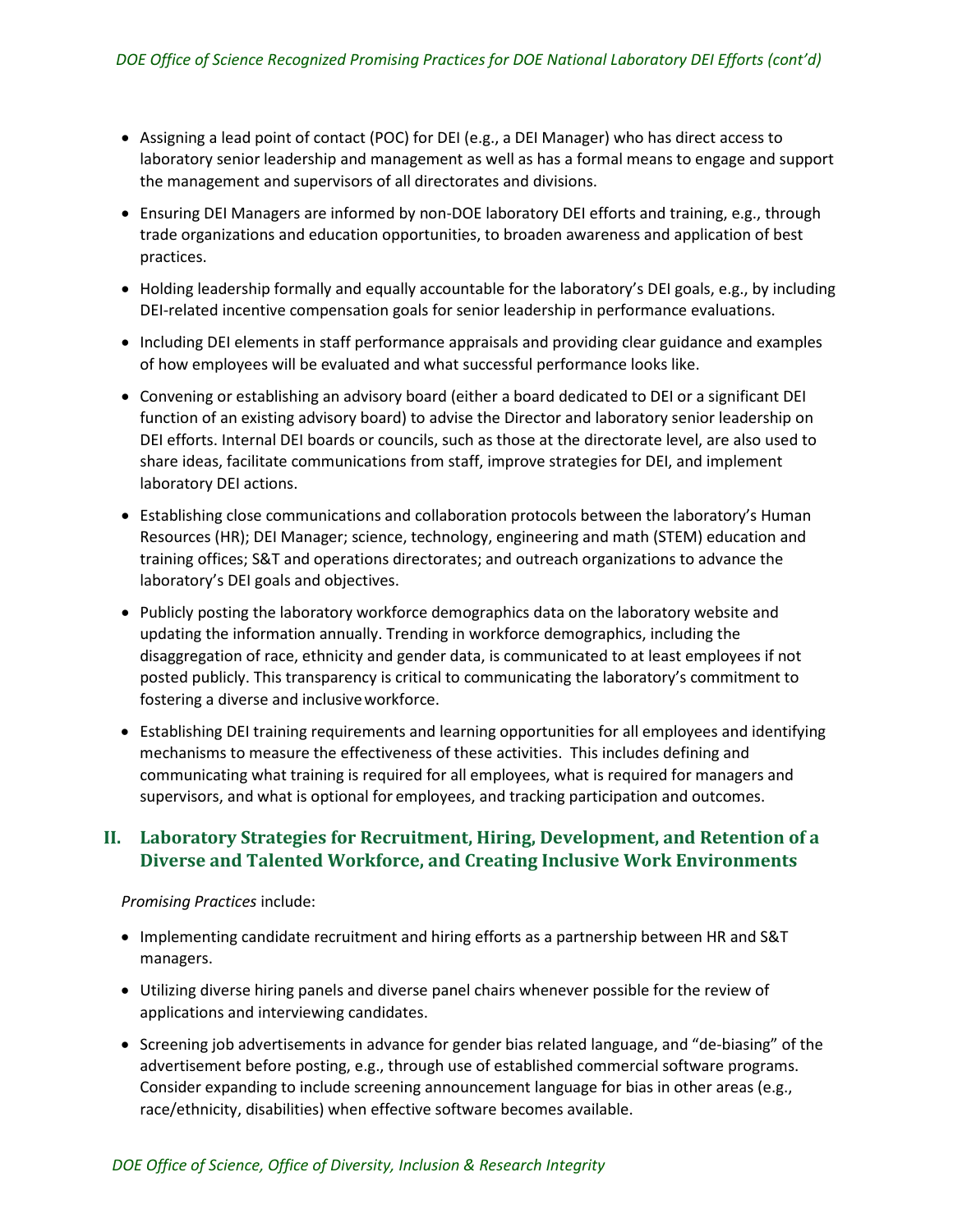- Assigning a lead point of contact (POC) for DEI (e.g., a DEI Manager) who has direct access to laboratory senior leadership and management as well as has a formal means to engage and support the management and supervisors of all directorates and divisions.
- Ensuring DEI Managers are informed by non-DOE laboratory DEI efforts and training, e.g., through trade organizations and education opportunities, to broaden awareness and application of best practices.
- Holding leadership formally and equally accountable for the laboratory's DEI goals, e.g., by including DEI-related incentive compensation goals for senior leadership in performance evaluations.
- Including DEI elements in staff performance appraisals and providing clear guidance and examples of how employees will be evaluated and what successful performance looks like.
- Convening or establishing an advisory board (either a board dedicated to DEI or a significant DEI function of an existing advisory board) to advise the Director and laboratory senior leadership on DEI efforts. Internal DEI boards or councils, such as those at the directorate level, are also used to share ideas, facilitate communications from staff, improve strategies for DEI, and implement laboratory DEI actions.
- Establishing close communications and collaboration protocols between the laboratory's Human Resources (HR); DEI Manager; science, technology, engineering and math (STEM) education and training offices; S&T and operations directorates; and outreach organizations to advance the laboratory's DEI goals and objectives.
- Publicly posting the laboratory workforce demographics data on the laboratory website and updating the information annually. Trending in workforce demographics, including the disaggregation of race, ethnicity and gender data, is communicated to at least employees if not posted publicly. This transparency is critical to communicating the laboratory's commitment to fostering a diverse and inclusive workforce.
- Establishing DEI training requirements and learning opportunities for all employees and identifying mechanisms to measure the effectiveness of these activities. This includes defining and communicating what training is required for all employees, what is required for managers and supervisors, and what is optional for employees, and tracking participation and outcomes.

## II. Laboratory Strategies for Recruitment, Hiring, Development, and Retention of a Diverse and Talented Workforce, and Creating Inclusive Work Environments

*Promising Practices* include:

- Implementing candidate recruitment and hiring efforts as a partnership between HR and S&T managers.
- Utilizing diverse hiring panels and diverse panel chairs whenever possible for the review of applications and interviewing candidates.
- Screening job advertisements in advance for gender bias related language, and "de-biasing" of the advertisement before posting, e.g., through use of established commercial software programs. Consider expanding to include screening announcement language for bias in other areas (e.g., race/ethnicity, disabilities) when effective software becomes available.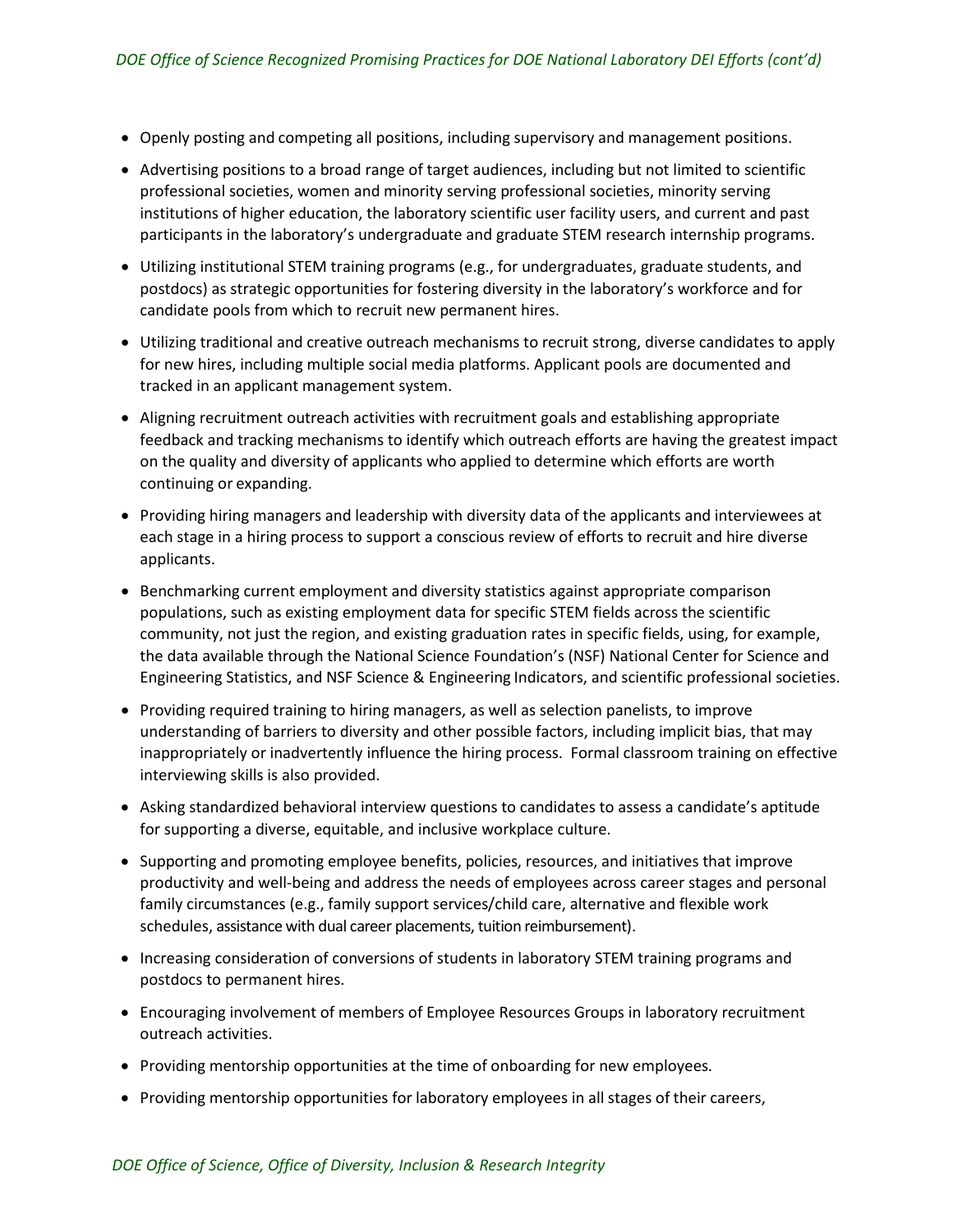- Openly posting and competing all positions, including supervisory and management positions.
- Advertising positions to a broad range of target audiences, including but not limited to scientific professional societies, women and minority serving professional societies, minority serving institutions of higher education, the laboratory scientific user facility users, and current and past participants in the laboratory's undergraduate and graduate STEM research internship programs.
- Utilizing institutional STEM training programs (e.g., for undergraduates, graduate students, and postdocs) as strategic opportunities for fostering diversity in the laboratory's workforce and for candidate pools from which to recruit new permanent hires.
- Utilizing traditional and creative outreach mechanisms to recruit strong, diverse candidates to apply for new hires, including multiple social media platforms. Applicant pools are documented and tracked in an applicant management system.
- Aligning recruitment outreach activities with recruitment goals and establishing appropriate feedback and tracking mechanisms to identify which outreach efforts are having the greatest impact on the quality and diversity of applicants who applied to determine which efforts are worth continuing or expanding.
- Providing hiring managers and leadership with diversity data of the applicants and interviewees at each stage in a hiring process to support a conscious review of efforts to recruit and hire diverse applicants.
- Benchmarking current employment and diversity statistics against appropriate comparison populations, such as existing employment data for specific STEM fields across the scientific community, not just the region, and existing graduation rates in specific fields, using, for example, the data available through the National Science Foundation's (NSF) National Center for Science and Engineering Statistics, and NSF Science & Engineering Indicators, and scientific professional societies.
- Providing required training to hiring managers, as well as selection panelists, to improve understanding of barriers to diversity and other possible factors, including implicit bias, that may inappropriately or inadvertently influence the hiring process. Formal classroom training on effective interviewing skills is also provided.
- Asking standardized behavioral interview questions to candidates to assess a candidate's aptitude for supporting a diverse, equitable, and inclusive workplace culture.
- Supporting and promoting employee benefits, policies, resources, and initiatives that improve productivity and well-being and address the needs of employees across career stages and personal family circumstances (e.g., family support services/child care, alternative and flexible work schedules, assistance with dual career placements, tuition reimbursement).
- Increasing consideration of conversions of students in laboratory STEM training programs and postdocs to permanent hires.
- Encouraging involvement of members of Employee Resources Groups in laboratory recruitment outreach activities.
- Providing mentorship opportunities at the time of onboarding for new employees.
- Providing mentorship opportunities for laboratory employees in all stages of their careers,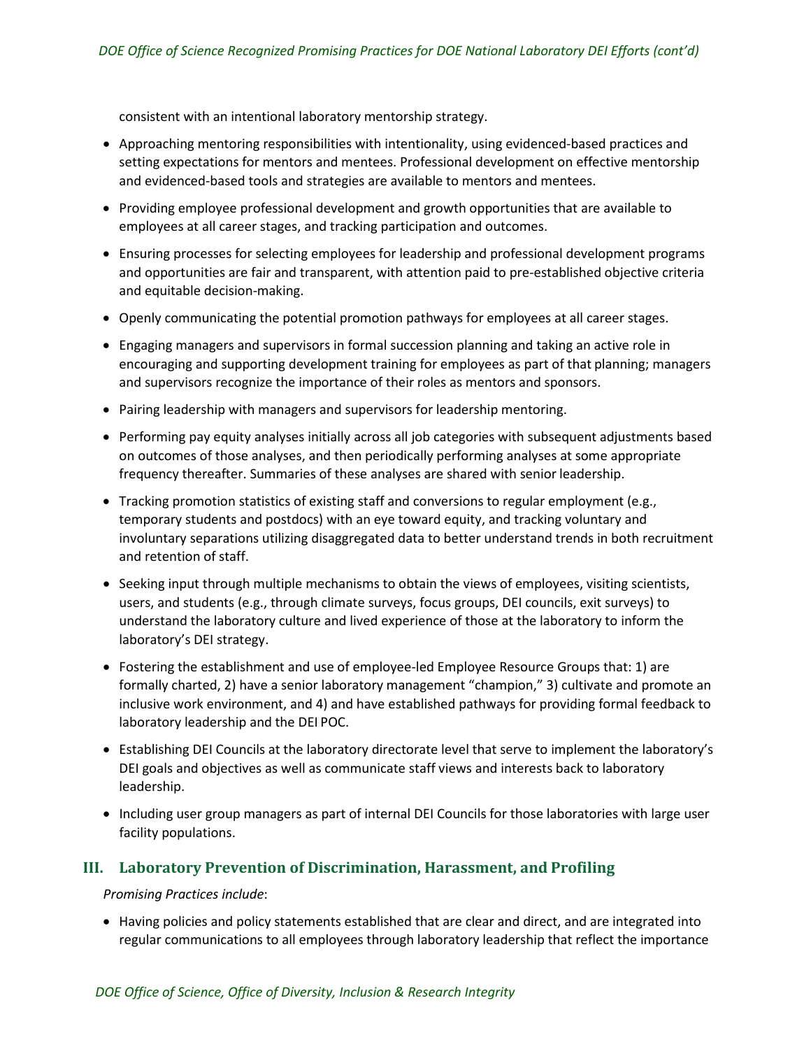consistent with an intentional laboratory mentorship strategy.

- Approaching mentoring responsibilities with intentionality, using evidenced-based practices and setting expectations for mentors and mentees. Professional development on effective mentorship and evidenced-based tools and strategies are available to mentors and mentees.
- Providing employee professional development and growth opportunities that are available to employees at all career stages, and tracking participation and outcomes.
- Ensuring processes for selecting employees for leadership and professional development programs and opportunities are fair and transparent, with attention paid to pre-established objective criteria and equitable decision-making.
- Openly communicating the potential promotion pathways for employees at all career stages.
- Engaging managers and supervisors in formal succession planning and taking an active role in encouraging and supporting development training for employees as part of that planning; managers and supervisors recognize the importance of their roles as mentors and sponsors.
- Pairing leadership with managers and supervisors for leadership mentoring.
- Performing pay equity analyses initially across all job categories with subsequent adjustments based on outcomes of those analyses, and then periodically performing analyses at some appropriate frequency thereafter. Summaries of these analyses are shared with senior leadership.
- Tracking promotion statistics of existing staff and conversions to regular employment (e.g., temporary students and postdocs) with an eye toward equity, and tracking voluntary and involuntary separations utilizing disaggregated data to better understand trends in both recruitment and retention of staff.
- Seeking input through multiple mechanisms to obtain the views of employees, visiting scientists, users, and students (e.g., through climate surveys, focus groups, DEI councils, exit surveys) to understand the laboratory culture and lived experience of those at the laboratory to inform the laboratory's DEI strategy.
- Fostering the establishment and use of employee-led Employee Resource Groups that: 1) are formally charted, 2) have a senior laboratory management "champion," 3) cultivate and promote an inclusive work environment, and 4) and have established pathways for providing formal feedback to laboratory leadership and the DEI POC.
- Establishing DEI Councils at the laboratory directorate level that serve to implement the laboratory's DEI goals and objectives as well as communicate staff views and interests back to laboratory leadership.
- Including user group managers as part of internal DEI Councils for those laboratories with large user facility populations.

## III. Laboratory Prevention of Discrimination, Harassment, and Profiling

*Promising Practices include*:

- Having policies and policy statements established that are clear and direct, and are integrated into regular communications to all employees through laboratory leadership that reflect the importance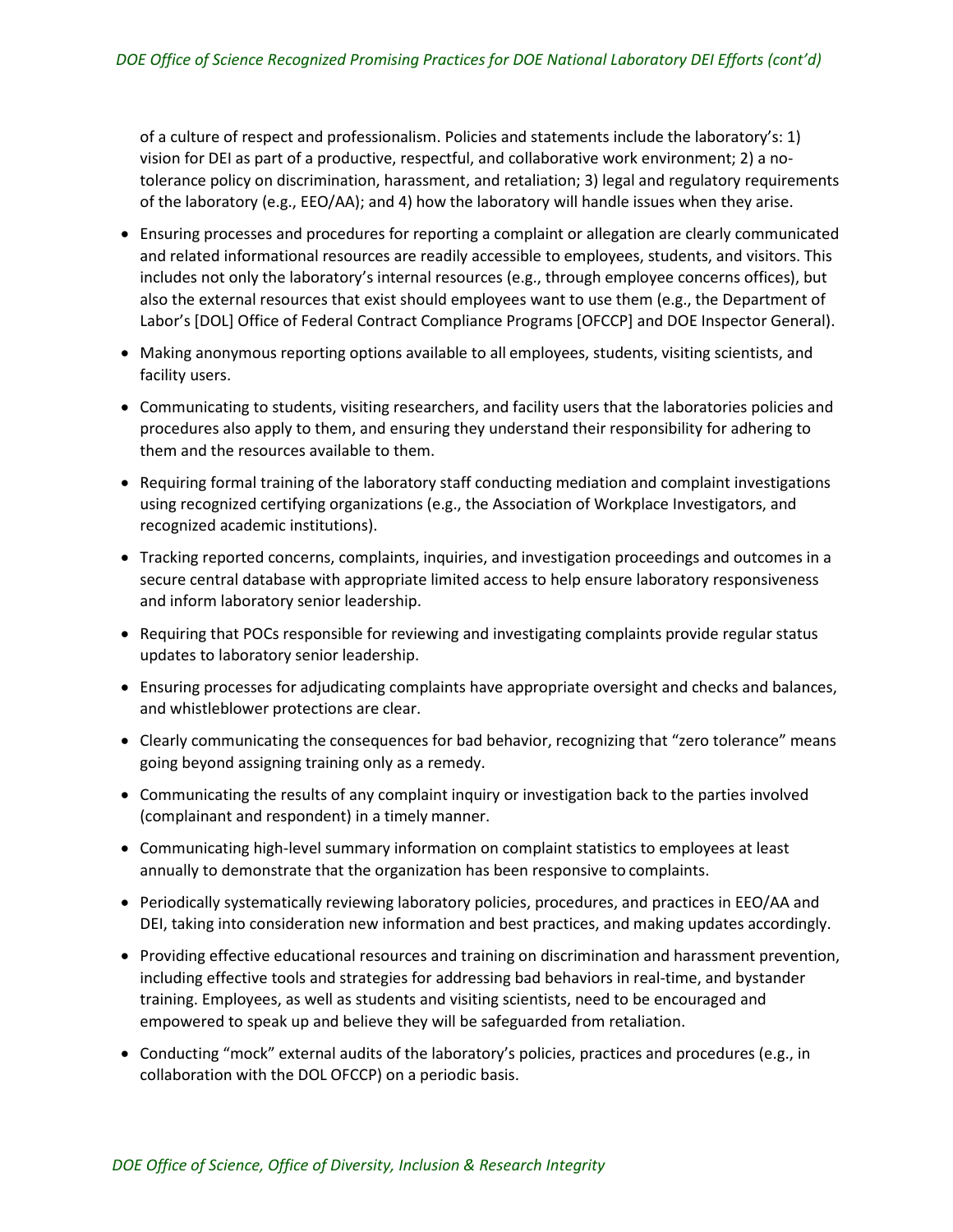of a culture of respect and professionalism. Policies and statements include the laboratory's: 1) vision for DEI as part of a productive, respectful, and collaborative work environment; 2) a no-tolerance policy on discrimination, harassment, and retaliation; 3) legal and regulatory requirements of the laboratory (e.g., EEO/AA); and 4) how the laboratory will handle issues when they arise.

- Ensuring processes and procedures for reporting a complaint or allegation are clearly communicated and related informational resources are readily accessible to employees, students, and visitors. This includes not only the laboratory's internal resources (e.g., through employee concerns offices), but also the external resources that exist should employees want to use them (e.g., the Department of Labor's [DOL] Office of Federal Contract Compliance Programs [OFCCP] and DOE Inspector General).
- Making anonymous reporting options available to all employees, students, visiting scientists, and facility users.
- Communicating to students, visiting researchers, and facility users that the laboratories policies and procedures also apply to them, and ensuring they understand their responsibility for adhering to them and the resources available to them.
- Requiring formal training of the laboratory staff conducting mediation and complaint investigations using recognized certifying organizations (e.g., the Association of Workplace Investigators, and recognized academic institutions).
- Tracking reported concerns, complaints, inquiries, and investigation proceedings and outcomes in a secure central database with appropriate limited access to help ensure laboratory responsiveness and inform laboratory senior leadership.
- Requiring that POCs responsible for reviewing and investigating complaints provide regular status updates to laboratory senior leadership.
- Ensuring processes for adjudicating complaints have appropriate oversight and checks and balances, and whistleblower protections are clear.
- Clearly communicating the consequences for bad behavior, recognizing that "zero tolerance" means going beyond assigning training only as a remedy.
- Communicating the results of any complaint inquiry or investigation back to the parties involved (complainant and respondent) in a timely manner.
- Communicating high-level summary information on complaint statistics to employees at least annually to demonstrate that the organization has been responsive to complaints.
- Periodically systematically reviewing laboratory policies, procedures, and practices in EEO/AA and DEI, taking into consideration new information and best practices, and making updates accordingly.
- Providing effective educational resources and training on discrimination and harassment prevention, including effective tools and strategies for addressing bad behaviors in real-time, and bystander training. Employees, as well as students and visiting scientists, need to be encouraged and empowered to speak up and believe they will be safeguarded from retaliation.
- Conducting "mock" external audits of the laboratory's policies, practices and procedures (e.g., in collaboration with the DOL OFCCP) on a periodic basis.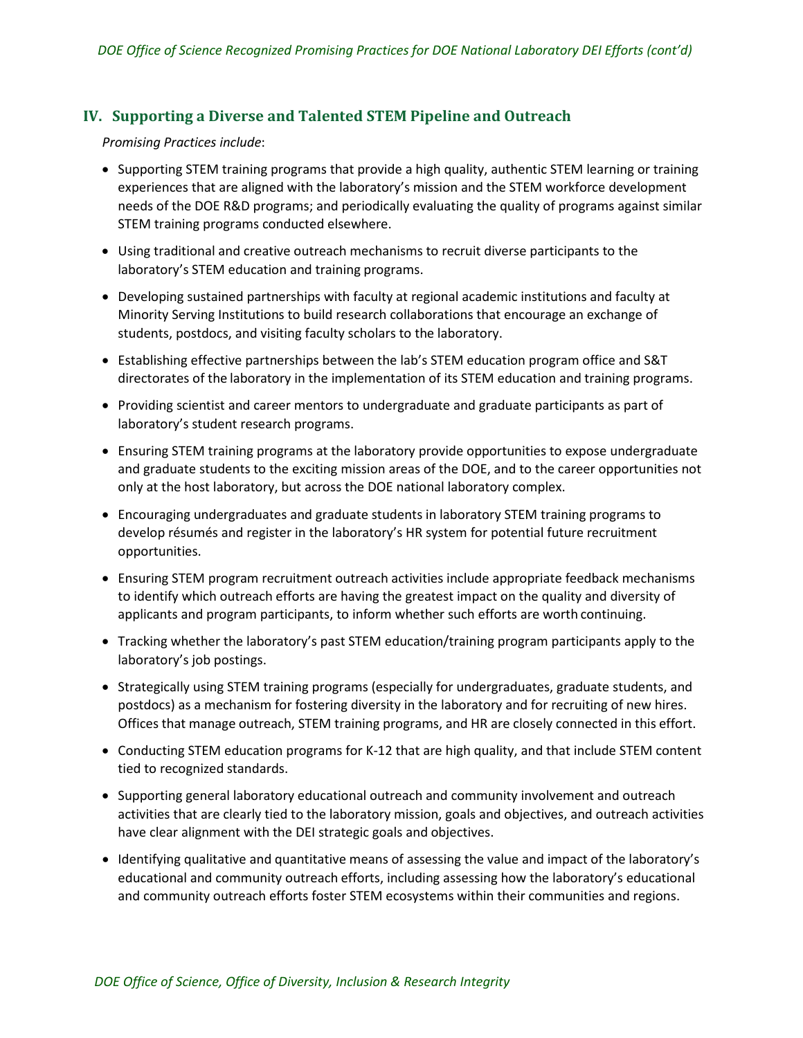## IV. Supporting a Diverse and Talented STEM Pipeline and Outreach

*Promising Practices include*:

- Supporting STEM training programs that provide a high quality, authentic STEM learning or training experiences that are aligned with the laboratory's mission and the STEM workforce development needs of the DOE R&D programs; and periodically evaluating the quality of programs against similar STEM training programs conducted elsewhere.
- Using traditional and creative outreach mechanisms to recruit diverse participants to the laboratory's STEM education and training programs.
- Developing sustained partnerships with faculty at regional academic institutions and faculty at Minority Serving Institutions to build research collaborations that encourage an exchange of students, postdocs, and visiting faculty scholars to the laboratory.
- Establishing effective partnerships between the lab's STEM education program office and S&T directorates of the laboratory in the implementation of its STEM education and training programs.
- Providing scientist and career mentors to undergraduate and graduate participants as part of laboratory's student research programs.
- Ensuring STEM training programs at the laboratory provide opportunities to expose undergraduate and graduate students to the exciting mission areas of the DOE, and to the career opportunities not only at the host laboratory, but across the DOE national laboratory complex.
- Encouraging undergraduates and graduate students in laboratory STEM training programs to develop résumés and register in the laboratory's HR system for potential future recruitment opportunities.
- Ensuring STEM program recruitment outreach activities include appropriate feedback mechanisms to identify which outreach efforts are having the greatest impact on the quality and diversity of applicants and program participants, to inform whether such efforts are worth continuing.
- Tracking whether the laboratory's past STEM education/training program participants apply to the laboratory's job postings.
- Strategically using STEM training programs (especially for undergraduates, graduate students, and postdocs) as a mechanism for fostering diversity in the laboratory and for recruiting of new hires. Offices that manage outreach, STEM training programs, and HR are closely connected in this effort.
- Conducting STEM education programs for K-12 that are high quality, and that include STEM content tied to recognized standards.
- Supporting general laboratory educational outreach and community involvement and outreach activities that are clearly tied to the laboratory mission, goals and objectives, and outreach activities have clear alignment with the DEI strategic goals and objectives.
- Identifying qualitative and quantitative means of assessing the value and impact of the laboratory's educational and community outreach efforts, including assessing how the laboratory's educational and community outreach efforts foster STEM ecosystems within their communities and regions.